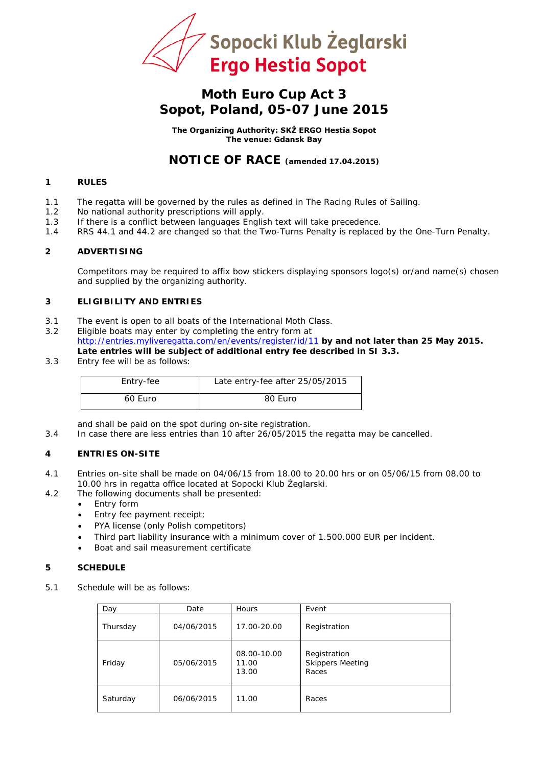Sopocki Klub Żeglarski
Ergo Hestia Sopot

# Moth Euro Cup Act 3
# Sopot, Poland, 05-07 June 2015

**The Organizing Authority: SKŻ ERGO Hestia Sopot**
**The venue: Gdansk Bay**

## NOTICE OF RACE (amended 17.04.2015)

### 1 RULES

1.1 The regatta will be governed by the rules as defined in The Racing Rules of Sailing.
1.2 No national authority prescriptions will apply.
1.3 If there is a conflict between languages English text will take precedence.
1.4 RRS 44.1 and 44.2 are changed so that the Two-Turns Penalty is replaced by the One-Turn Penalty.

### 2 ADVERTISING

Competitors may be required to affix bow stickers displaying sponsors logo(s) or/and name(s) chosen and supplied by the organizing authority.

### 3 ELIGIBILITY AND ENTRIES

3.1 The event is open to all boats of the International Moth Class.
3.2 Eligible boats may enter by completing the entry form at http://entries.myliveregatta.com/en/events/register/id/11 **by and not later than 25 May 2015. Late entries will be subject of additional entry fee described in SI 3.3.**
3.3 Entry fee will be as follows:

| Entry-fee | Late entry-fee after 25/05/2015 |
|---|---|
| 60 Euro | 80 Euro |

and shall be paid on the spot during on-site registration.
3.4 In case there are less entries than 10 after 26/05/2015 the regatta may be cancelled.

### 4 ENTRIES ON-SITE

4.1 Entries on-site shall be made on 04/06/15 from 18.00 to 20.00 hrs or on 05/06/15 from 08.00 to 10.00 hrs in regatta office located at Sopocki Klub Żeglarski.
4.2 The following documents shall be presented:

- Entry form
- Entry fee payment receipt;
- PYA license (only Polish competitors)
- Third part liability insurance with a minimum cover of 1.500.000 EUR per incident.
- Boat and sail measurement certificate

### 5 SCHEDULE

5.1 Schedule will be as follows:

| Day | Date | Hours | Event |
|---|---|---|---|
| Thursday | 04/06/2015 | 17.00-20.00 | Registration |
| Friday | 05/06/2015 | 08.00-10.00<br>11.00<br>13.00 | Registration<br>Skippers Meeting<br>Races |
| Saturday | 06/06/2015 | 11.00 | Races |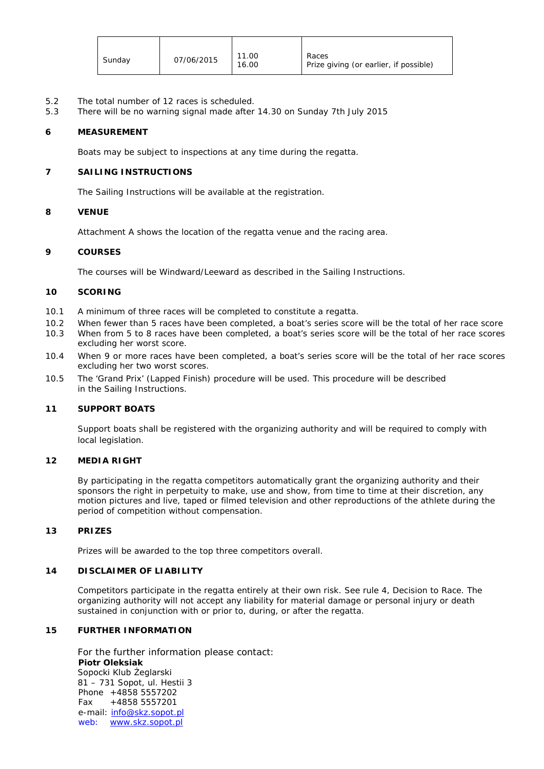| Sunday | 07/06/2015 | 11.00<br>16.00 | Races<br>Prize giving (or earlier, if possible) |
|---|---|---|---|

5.2 The total number of 12 races is scheduled.

5.3 There will be no warning signal made after 14.30 on Sunday 7th July 2015

## 6 MEASUREMENT

Boats may be subject to inspections at any time during the regatta.

## 7 SAILING INSTRUCTIONS

The Sailing Instructions will be available at the registration.

## 8 VENUE

Attachment A shows the location of the regatta venue and the racing area.

## 9 COURSES

The courses will be Windward/Leeward as described in the Sailing Instructions.

## 10 SCORING

10.1 A minimum of three races will be completed to constitute a regatta.

10.2 When fewer than 5 races have been completed, a boat's series score will be the total of her race score

10.3 When from 5 to 8 races have been completed, a boat's series score will be the total of her race scores excluding her worst score.

10.4 When 9 or more races have been completed, a boat's series score will be the total of her race scores excluding her two worst scores.

10.5 The 'Grand Prix' (Lapped Finish) procedure will be used. This procedure will be described in the Sailing Instructions.

## 11 SUPPORT BOATS

Support boats shall be registered with the organizing authority and will be required to comply with local legislation.

## 12 MEDIA RIGHT

By participating in the regatta competitors automatically grant the organizing authority and their sponsors the right in perpetuity to make, use and show, from time to time at their discretion, any motion pictures and live, taped or filmed television and other reproductions of the athlete during the period of competition without compensation.

## 13 PRIZES

Prizes will be awarded to the top three competitors overall.

## 14 DISCLAIMER OF LIABILITY

Competitors participate in the regatta entirely at their own risk. See rule 4, Decision to Race. The organizing authority will not accept any liability for material damage or personal injury or death sustained in conjunction with or prior to, during, or after the regatta.

## 15 FURTHER INFORMATION

For the further information please contact:
**Piotr Oleksiak**
Sopocki Klub Żeglarski
81 – 731 Sopot, ul. Hestii 3
Phone +4858 5557202
Fax +4858 5557201
e-mail: info@skz.sopot.pl
web: www.skz.sopot.pl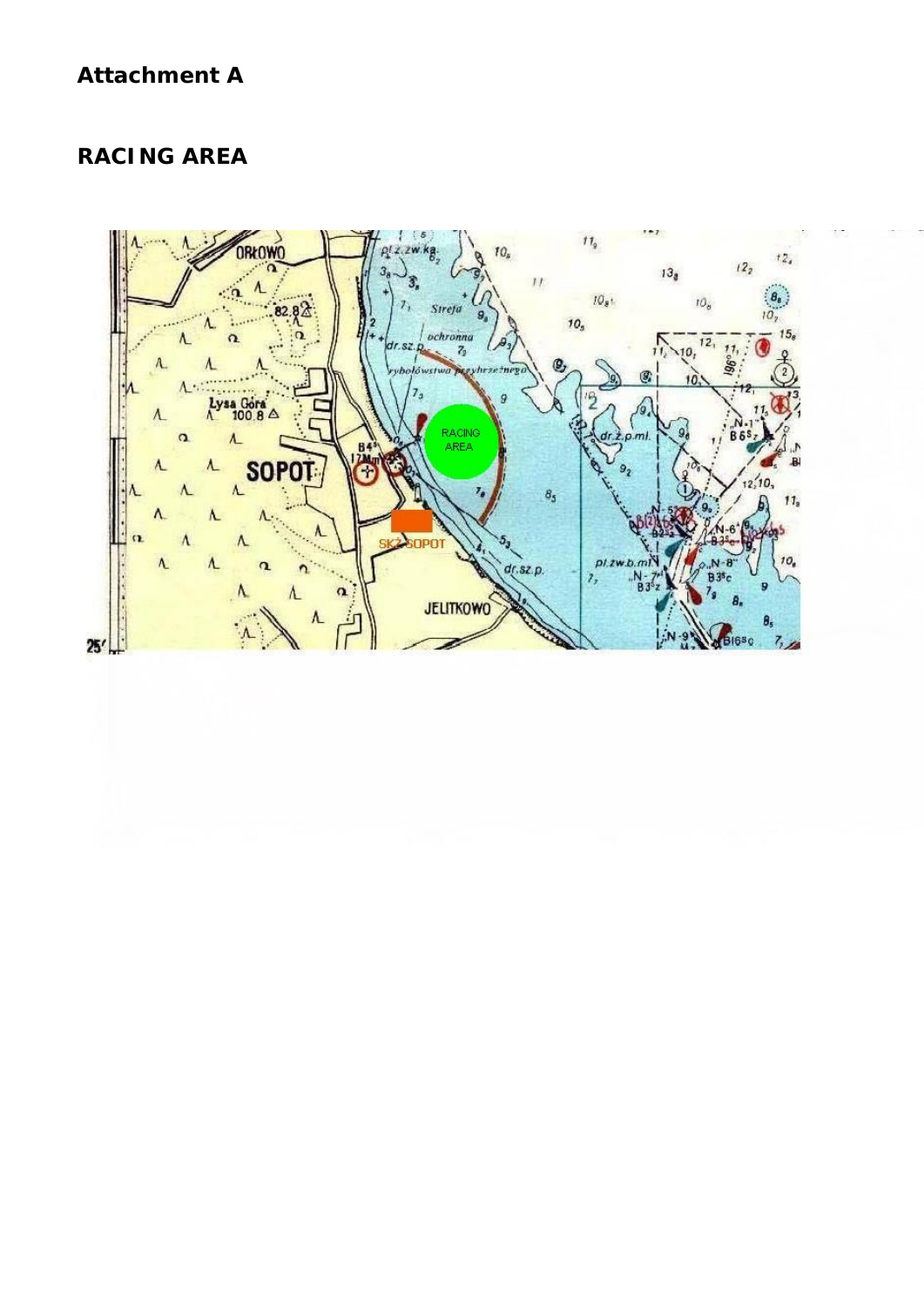# Attachment A

## RACING AREA